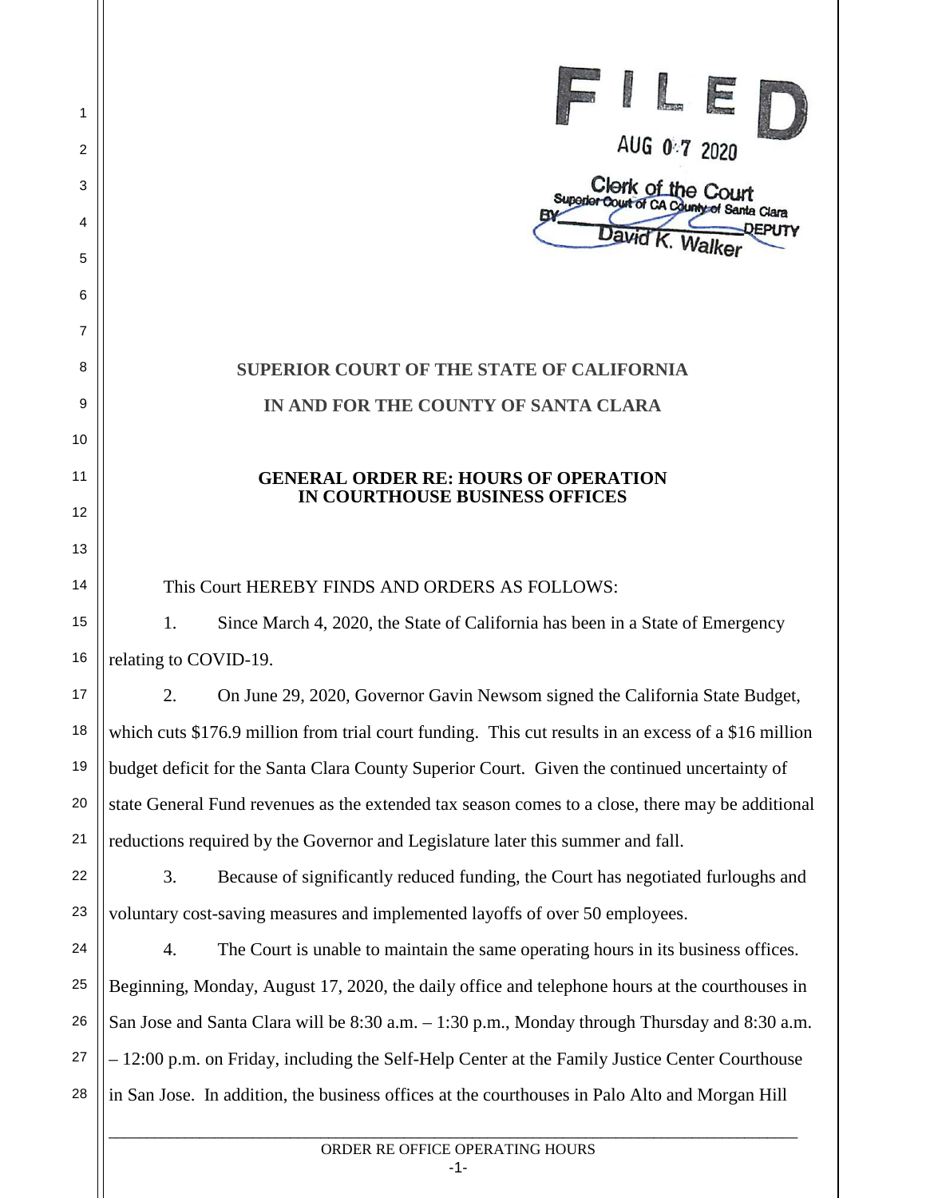FILED

AUG 07 2020

Clerk of the Court
Superior Court of CA County of Santa Clara
BY David K. Walker DEPUTY

**SUPERIOR COURT OF THE STATE OF CALIFORNIA**

**IN AND FOR THE COUNTY OF SANTA CLARA**

**GENERAL ORDER RE: HOURS OF OPERATION IN COURTHOUSE BUSINESS OFFICES**

This Court HEREBY FINDS AND ORDERS AS FOLLOWS:

1. Since March 4, 2020, the State of California has been in a State of Emergency relating to COVID-19.

2. On June 29, 2020, Governor Gavin Newsom signed the California State Budget, which cuts $176.9 million from trial court funding. This cut results in an excess of a $16 million budget deficit for the Santa Clara County Superior Court. Given the continued uncertainty of state General Fund revenues as the extended tax season comes to a close, there may be additional reductions required by the Governor and Legislature later this summer and fall.

3. Because of significantly reduced funding, the Court has negotiated furloughs and voluntary cost-saving measures and implemented layoffs of over 50 employees.

4. The Court is unable to maintain the same operating hours in its business offices. Beginning, Monday, August 17, 2020, the daily office and telephone hours at the courthouses in San Jose and Santa Clara will be 8:30 a.m. – 1:30 p.m., Monday through Thursday and 8:30 a.m. – 12:00 p.m. on Friday, including the Self-Help Center at the Family Justice Center Courthouse in San Jose. In addition, the business offices at the courthouses in Palo Alto and Morgan Hill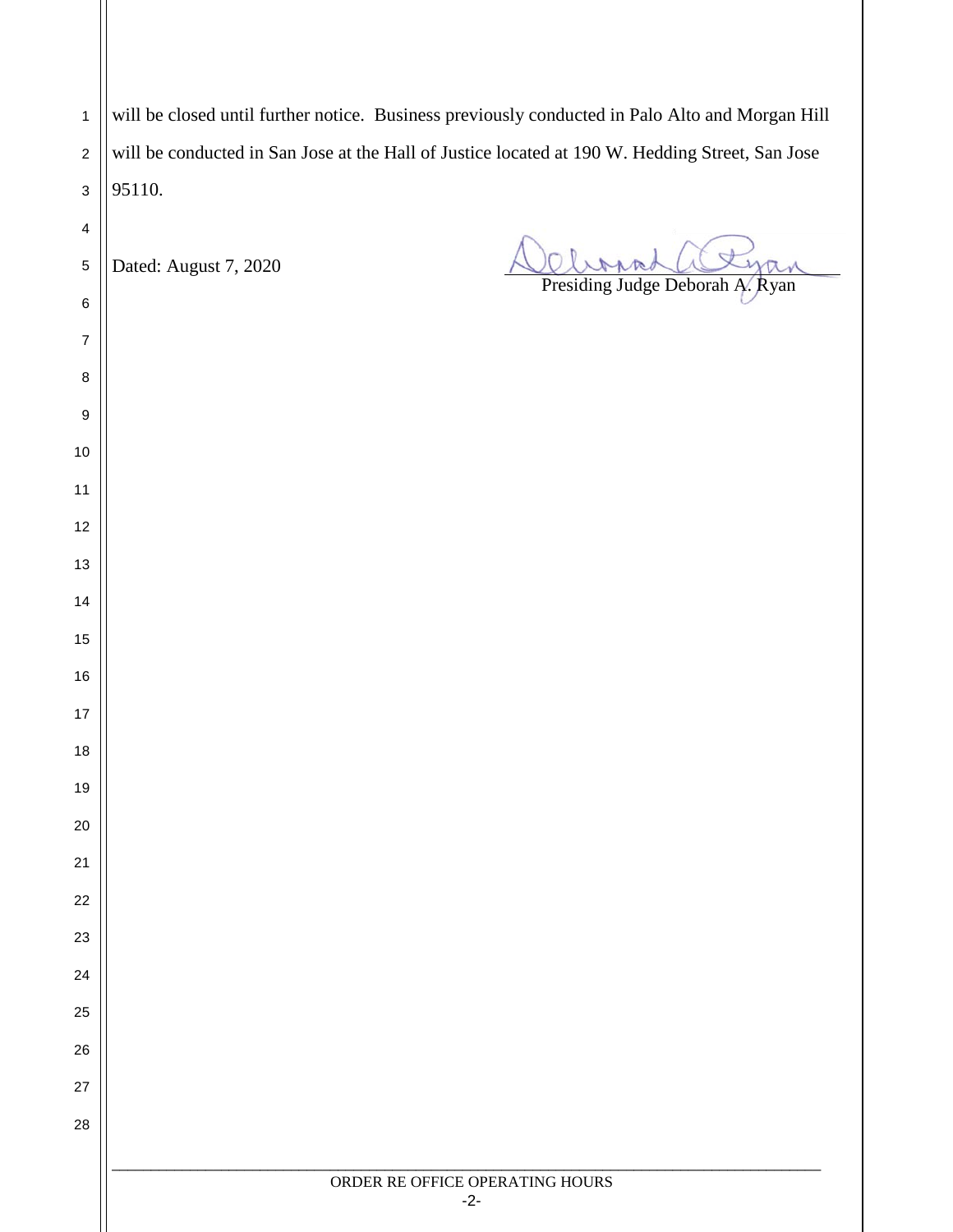will be closed until further notice. Business previously conducted in Palo Alto and Morgan Hill will be conducted in San Jose at the Hall of Justice located at 190 W. Hedding Street, San Jose 95110.

Dated: August 7, 2020

Presiding Judge Deborah A. Ryan